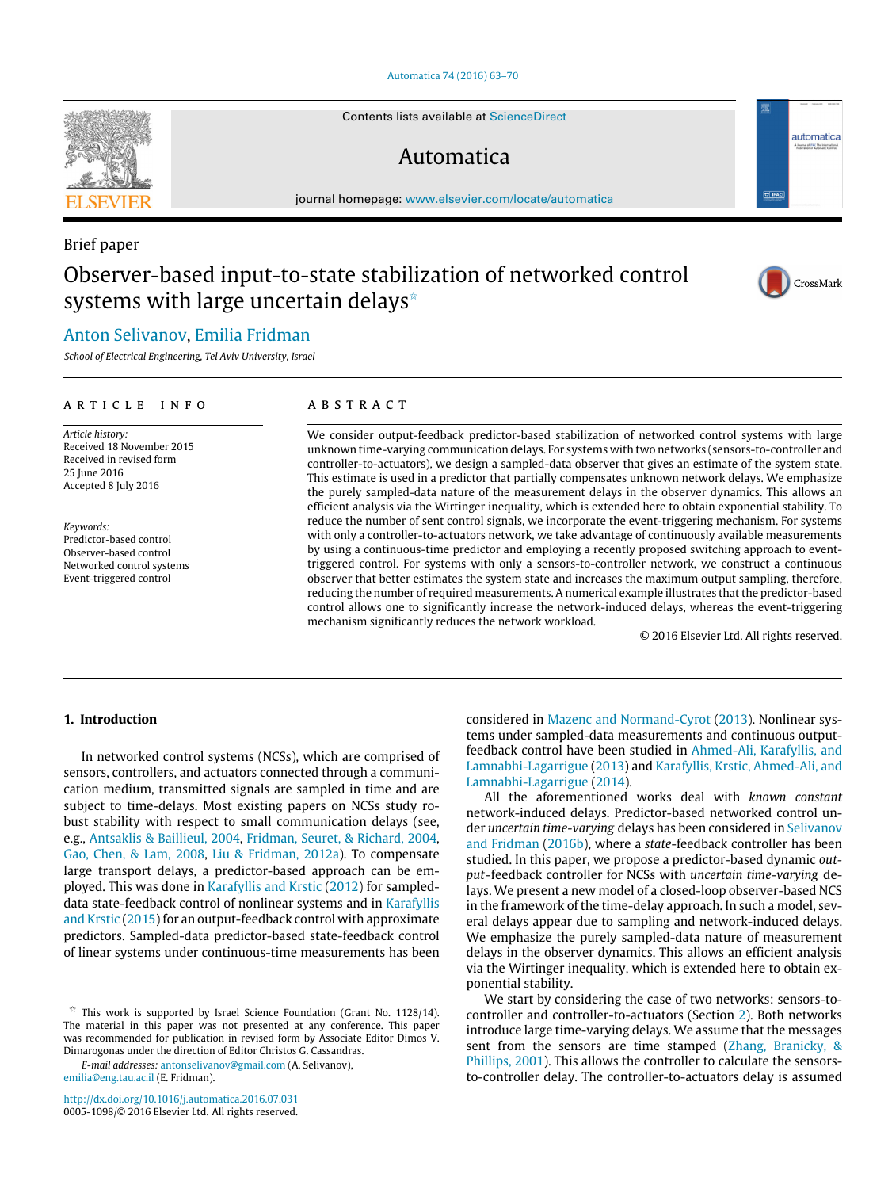Brief paper

# Observer-based input-to-state stabilization of networked control systems with large uncertain delays[☆]

Anton Selivanov, Emilia Fridman

*School of Electrical Engineering, Tel Aviv University, Israel*

**ARTICLE INFO**

*Article history:*
Received 18 November 2015
Received in revised form
25 June 2016
Accepted 8 July 2016

*Keywords:*
Predictor-based control
Observer-based control
Networked control systems
Event-triggered control

**ABSTRACT**

We consider output-feedback predictor-based stabilization of networked control systems with large unknown time-varying communication delays. For systems with two networks (sensors-to-controller and controller-to-actuators), we design a sampled-data observer that gives an estimate of the system state. This estimate is used in a predictor that partially compensates unknown network delays. We emphasize the purely sampled-data nature of the measurement delays in the observer dynamics. This allows an efficient analysis via the Wirtinger inequality, which is extended here to obtain exponential stability. To reduce the number of sent control signals, we incorporate the event-triggering mechanism. For systems with only a controller-to-actuators network, we take advantage of continuously available measurements by using a continuous-time predictor and employing a recently proposed switching approach to event-triggered control. For systems with only a sensors-to-controller network, we construct a continuous observer that better estimates the system state and increases the maximum output sampling, therefore, reducing the number of required measurements. A numerical example illustrates that the predictor-based control allows one to significantly increase the network-induced delays, whereas the event-triggering mechanism significantly reduces the network workload.

© 2016 Elsevier Ltd. All rights reserved.

## 1. Introduction

In networked control systems (NCSs), which are comprised of sensors, controllers, and actuators connected through a communication medium, transmitted signals are sampled in time and are subject to time-delays. Most existing papers on NCSs study robust stability with respect to small communication delays (see, e.g., Antsaklis & Baillieul, 2004, Fridman, Seuret, & Richard, 2004, Gao, Chen, & Lam, 2008, Liu & Fridman, 2012a). To compensate large transport delays, a predictor-based approach can be employed. This was done in Karafyllis and Krstic (2012) for sampled-data state-feedback control of nonlinear systems and in Karafyllis and Krstic (2015) for an output-feedback control with approximate predictors. Sampled-data predictor-based state-feedback control of linear systems under continuous-time measurements has been considered in Mazenc and Normand-Cyrot (2013). Nonlinear systems under sampled-data measurements and continuous output-feedback control have been studied in Ahmed-Ali, Karafyllis, and Lamnabhi-Lagarrigue (2013) and Karafyllis, Krstic, Ahmed-Ali, and Lamnabhi-Lagarrigue (2014).

All the aforementioned works deal with *known constant* network-induced delays. Predictor-based networked control under *uncertain time-varying* delays has been considered in Selivanov and Fridman (2016b), where a *state*-feedback controller has been studied. In this paper, we propose a predictor-based dynamic *output*-feedback controller for NCSs with *uncertain time-varying* delays. We present a new model of a closed-loop observer-based NCS in the framework of the time-delay approach. In such a model, several delays appear due to sampling and network-induced delays. We emphasize the purely sampled-data nature of measurement delays in the observer dynamics. This allows an efficient analysis via the Wirtinger inequality, which is extended here to obtain exponential stability.

We start by considering the case of two networks: sensors-to-controller and controller-to-actuators (Section 2). Both networks introduce large time-varying delays. We assume that the messages sent from the sensors are time stamped (Zhang, Branicky, & Phillips, 2001). This allows the controller to calculate the sensors-to-controller delay. The controller-to-actuators delay is assumed

---

[☆] This work is supported by Israel Science Foundation (Grant No. 1128/14). The material in this paper was not presented at any conference. This paper was recommended for publication in revised form by Associate Editor Dimos V. Dimarogonas under the direction of Editor Christos G. Cassandras.

*E-mail addresses:* antonselivanov@gmail.com (A. Selivanov), emilia@eng.tau.ac.il (E. Fridman).

http://dx.doi.org/10.1016/j.automatica.2016.07.031
0005-1098/© 2016 Elsevier Ltd. All rights reserved.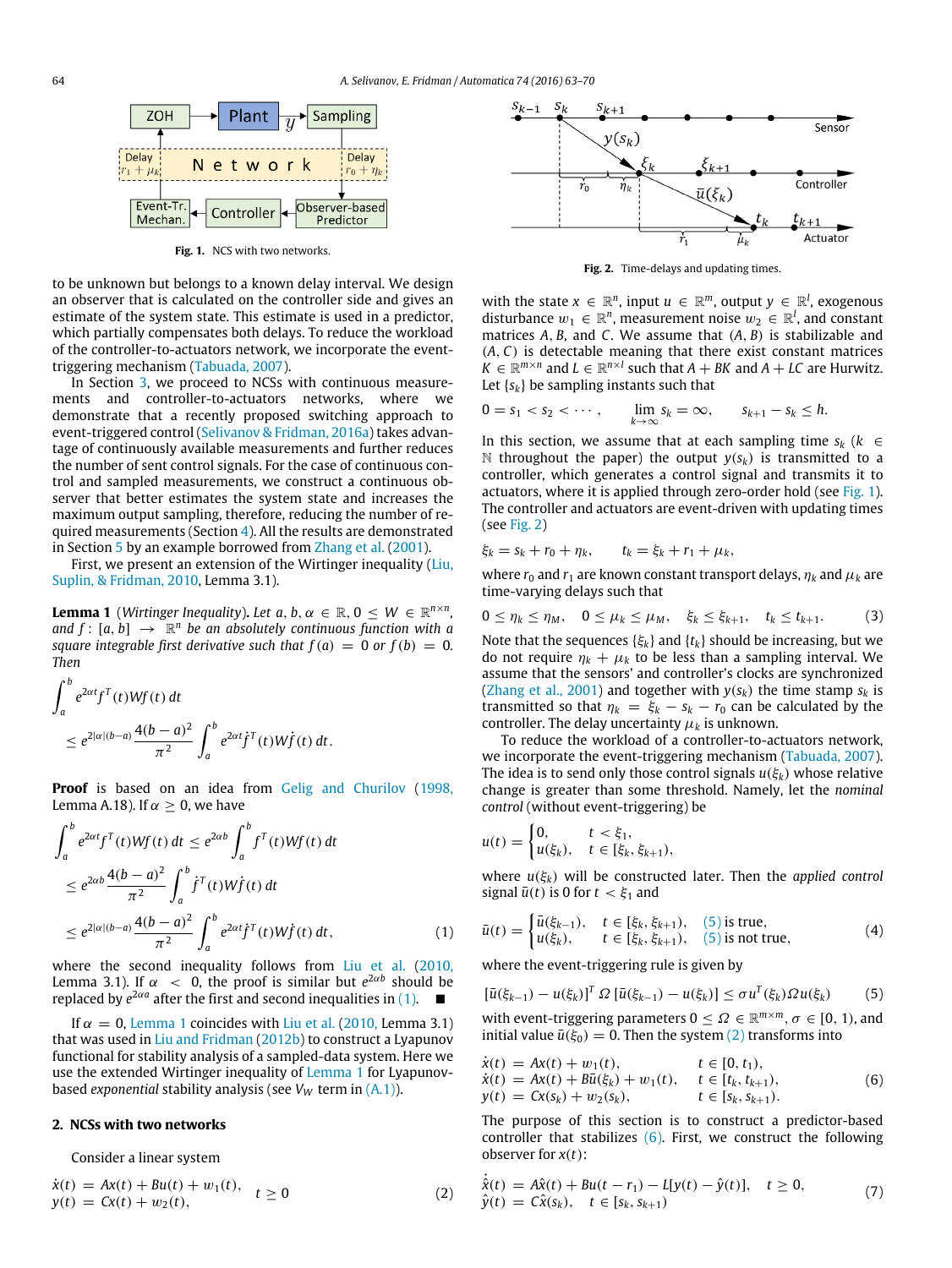Fig. 1. NCS with two networks.

Fig. 2. Time-delays and updating times.

to be unknown but belongs to a known delay interval. We design an observer that is calculated on the controller side and gives an estimate of the system state. This estimate is used in a predictor, which partially compensates both delays. To reduce the workload of the controller-to-actuators network, we incorporate the event-triggering mechanism (Tabuada, 2007).

In Section 3, we proceed to NCSs with continuous measurements and controller-to-actuators networks, where we demonstrate that a recently proposed switching approach to event-triggered control (Selivanov & Fridman, 2016a) takes advantage of continuously available measurements and further reduces the number of sent control signals. For the case of continuous control and sampled measurements, we construct a continuous observer that better estimates the system state and increases the maximum output sampling, therefore, reducing the number of required measurements (Section 4). All the results are demonstrated in Section 5 by an example borrowed from Zhang et al. (2001).

First, we present an extension of the Wirtinger inequality (Liu, Suplin, & Fridman, 2010, Lemma 3.1).

**Lemma 1** (*Wirtinger Inequality*). *Let $a, b, \alpha \in \mathbb{R}$, $0 \le W \in \mathbb{R}^{n\times n}$, and $f : [a, b] \to \mathbb{R}^n$ be an absolutely continuous function with a square integrable first derivative such that $f(a) = 0$ or $f(b) = 0$. Then*

$$\int_a^b e^{2\alpha t} f^T(t)Wf(t)\,dt \le e^{2|\alpha|(b-a)} \frac{4(b-a)^2}{\pi^2} \int_a^b e^{2\alpha t} \dot{f}^T(t)W\dot{f}(t)\,dt.$$

**Proof** is based on an idea from Gelig and Churilov (1998, Lemma A.18). If $\alpha \ge 0$, we have

$$\begin{aligned}
\int_a^b e^{2\alpha t} f^T(t)Wf(t)\,dt &\le e^{2\alpha b} \int_a^b f^T(t)Wf(t)\,dt \\
&\le e^{2\alpha b} \frac{4(b-a)^2}{\pi^2} \int_a^b \dot{f}^T(t)W\dot{f}(t)\,dt \\
&\le e^{2|\alpha|(b-a)} \frac{4(b-a)^2}{\pi^2} \int_a^b e^{2\alpha t} \dot{f}^T(t)W\dot{f}(t)\,dt, \qquad (1)
\end{aligned}$$

where the second inequality follows from Liu et al. (2010, Lemma 3.1). If $\alpha < 0$, the proof is similar but $e^{2\alpha b}$ should be replaced by $e^{2\alpha a}$ after the first and second inequalities in (1). ■

If $\alpha = 0$, Lemma 1 coincides with Liu et al. (2010, Lemma 3.1) that was used in Liu and Fridman (2012b) to construct a Lyapunov functional for stability analysis of a sampled-data system. Here we use the extended Wirtinger inequality of Lemma 1 for Lyapunov-based *exponential* stability analysis (see $V_W$ term in (A.1)).

## 2. NCSs with two networks

Consider a linear system

$$\begin{aligned}
\dot{x}(t) &= Ax(t) + Bu(t) + w_1(t), \\
y(t) &= Cx(t) + w_2(t),
\end{aligned} \qquad t \ge 0 \qquad (2)$$

with the state $x \in \mathbb{R}^n$, input $u \in \mathbb{R}^m$, output $y \in \mathbb{R}^l$, exogenous disturbance $w_1 \in \mathbb{R}^n$, measurement noise $w_2 \in \mathbb{R}^l$, and constant matrices $A$, $B$, and $C$. We assume that $(A, B)$ is stabilizable and $(A, C)$ is detectable meaning that there exist constant matrices $K \in \mathbb{R}^{m\times n}$ and $L \in \mathbb{R}^{n\times l}$ such that $A + BK$ and $A + LC$ are Hurwitz. Let $\{s_k\}$ be sampling instants such that

$$0 = s_1 < s_2 < \cdots, \qquad \lim_{k\to\infty} s_k = \infty, \qquad s_{k+1} - s_k \le h.$$

In this section, we assume that at each sampling time $s_k$ ($k \in \mathbb{N}$ throughout the paper) the output $y(s_k)$ is transmitted to a controller, which generates a control signal and transmits it to actuators, where it is applied through zero-order hold (see Fig. 1). The controller and actuators are event-driven with updating times (see Fig. 2)

$$\xi_k = s_k + r_0 + \eta_k, \qquad t_k = \xi_k + r_1 + \mu_k,$$

where $r_0$ and $r_1$ are known constant transport delays, $\eta_k$ and $\mu_k$ are time-varying delays such that

$$0 \le \eta_k \le \eta_M, \quad 0 \le \mu_k \le \mu_M, \quad \xi_k \le \xi_{k+1}, \quad t_k \le t_{k+1}. \qquad (3)$$

Note that the sequences $\{\xi_k\}$ and $\{t_k\}$ should be increasing, but we do not require $\eta_k + \mu_k$ to be less than a sampling interval. We assume that the sensors' and controller's clocks are synchronized (Zhang et al., 2001) and together with $y(s_k)$ the time stamp $s_k$ is transmitted so that $\eta_k = \xi_k - s_k - r_0$ can be calculated by the controller. The delay uncertainty $\mu_k$ is unknown.

To reduce the workload of a controller-to-actuators network, we incorporate the event-triggering mechanism (Tabuada, 2007). The idea is to send only those control signals $u(\xi_k)$ whose relative change is greater than some threshold. Namely, let the *nominal control* (without event-triggering) be

$$u(t) = \begin{cases} 0, & t < \xi_1, \\ u(\xi_k), & t \in [\xi_k, \xi_{k+1}), \end{cases}$$

where $u(\xi_k)$ will be constructed later. Then the *applied control* signal $\bar{u}(t)$ is 0 for $t < \xi_1$ and

$$\bar{u}(t) = \begin{cases} \bar{u}(\xi_{k-1}), & t \in [\xi_k, \xi_{k+1}), \quad (5) \text{ is true}, \\ u(\xi_k), & t \in [\xi_k, \xi_{k+1}), \quad (5) \text{ is not true}, \end{cases} \qquad (4)$$

where the event-triggering rule is given by

$$[\bar{u}(\xi_{k-1}) - u(\xi_k)]^T \Omega [\bar{u}(\xi_{k-1}) - u(\xi_k)] \le \sigma u^T(\xi_k)\Omega u(\xi_k) \qquad (5)$$

with event-triggering parameters $0 \le \Omega \in \mathbb{R}^{m\times m}$, $\sigma \in [0, 1)$, and initial value $\bar{u}(\xi_0) = 0$. Then the system (2) transforms into

$$\begin{aligned}
\dot{x}(t) &= Ax(t) + w_1(t), & t &\in [0, t_1), \\
\dot{x}(t) &= Ax(t) + B\bar{u}(\xi_k) + w_1(t), & t &\in [t_k, t_{k+1}), \\
y(t) &= Cx(s_k) + w_2(s_k), & t &\in [s_k, s_{k+1}).
\end{aligned} \qquad (6)$$

The purpose of this section is to construct a predictor-based controller that stabilizes (6). First, we construct the following observer for $x(t)$:

$$\begin{aligned}
\dot{\hat{x}}(t) &= A\hat{x}(t) + Bu(t - r_1) - L[y(t) - \hat{y}(t)], \quad t \ge 0, \\
\hat{y}(t) &= C\hat{x}(s_k), \quad t \in [s_k, s_{k+1})
\end{aligned} \qquad (7)$$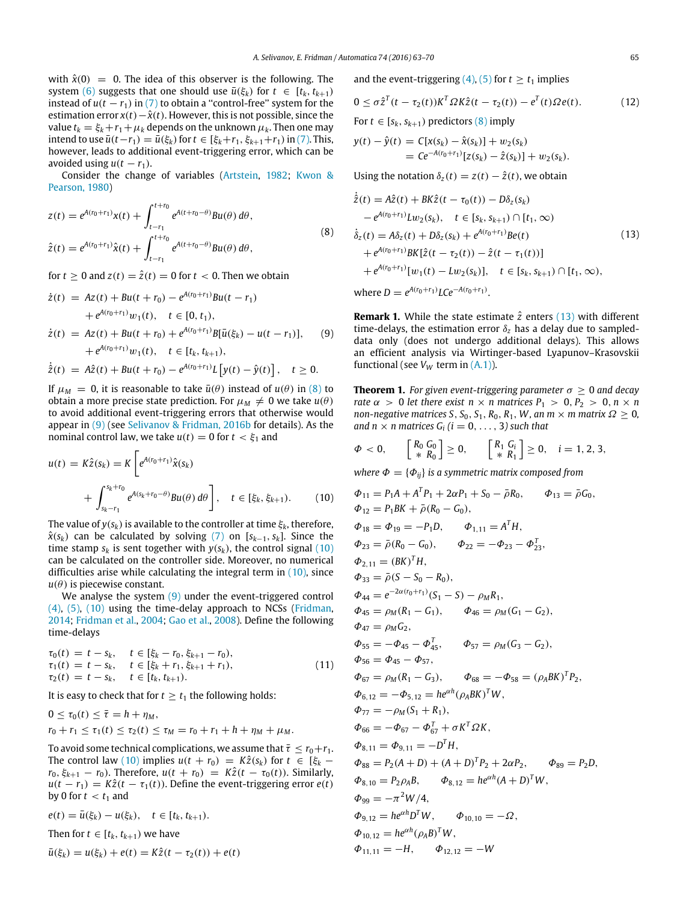with $\hat{x}(0) = 0$. The idea of this observer is the following. The system (6) suggests that one should use $\bar{u}(\xi_k)$ for $t \in [t_k, t_{k+1})$ instead of $u(t - r_1)$ in (7) to obtain a "control-free" system for the estimation error $x(t) - \hat{x}(t)$. However, this is not possible, since the value $t_k = \xi_k + r_1 + \mu_k$ depends on the unknown $\mu_k$. Then one may intend to use $\bar{u}(t - r_1) = \bar{u}(\xi_k)$ for $t \in [\xi_k + r_1, \xi_{k+1} + r_1)$ in (7). This, however, leads to additional event-triggering error, which can be avoided using $u(t - r_1)$.

Consider the change of variables (Artstein, 1982; Kwon & Pearson, 1980)

$$
\begin{aligned}
z(t) &= e^{A(r_0+r_1)}x(t) + \int_{t-r_1}^{t+r_0} e^{A(t+r_0-\theta)}Bu(\theta)\, d\theta, \\
\hat{z}(t) &= e^{A(r_0+r_1)}\hat{x}(t) + \int_{t-r_1}^{t+r_0} e^{A(t+r_0-\theta)}Bu(\theta)\, d\theta,
\end{aligned}
\tag{8}
$$

for $t \geq 0$ and $z(t) = \hat{z}(t) = 0$ for $t < 0$. Then we obtain

$$
\begin{aligned}
\dot{z}(t) &= Az(t) + Bu(t + r_0) - e^{A(r_0+r_1)}Bu(t - r_1) \\
&\quad + e^{A(r_0+r_1)}w_1(t), \quad t \in [0, t_1), \\
\dot{z}(t) &= Az(t) + Bu(t + r_0) + e^{A(r_0+r_1)}B[\bar{u}(\xi_k) - u(t - r_1)], \\
&\quad + e^{A(r_0+r_1)}w_1(t), \quad t \in [t_k, t_{k+1}), \\
\dot{\hat{z}}(t) &= A\hat{z}(t) + Bu(t + r_0) - e^{A(r_0+r_1)}L\left[y(t) - \hat{y}(t)\right], \quad t \geq 0.
\end{aligned}
\tag{9}
$$

If $\mu_M = 0$, it is reasonable to take $\bar{u}(\theta)$ instead of $u(\theta)$ in (8) to obtain a more precise state prediction. For $\mu_M \neq 0$ we take $u(\theta)$ to avoid additional event-triggering errors that otherwise would appear in (9) (see Selivanov & Fridman, 2016b for details). As the nominal control law, we take $u(t) = 0$ for $t < \xi_1$ and

$$
\begin{aligned}
u(t) = K\hat{z}(s_k) = K\Bigg[& e^{A(r_0+r_1)}\hat{x}(s_k) \\
&+ \int_{s_k-r_1}^{s_k+r_0} e^{A(s_k+r_0-\theta)}Bu(\theta)\, d\theta\Bigg], \quad t \in [\xi_k, \xi_{k+1}).
\end{aligned}
\tag{10}
$$

The value of $y(s_k)$ is available to the controller at time $\xi_k$, therefore, $\hat{x}(s_k)$ can be calculated by solving (7) on $[s_{k-1}, s_k]$. Since the time stamp $s_k$ is sent together with $y(s_k)$, the control signal (10) can be calculated on the controller side. Moreover, no numerical difficulties arise while calculating the integral term in (10), since $u(\theta)$ is piecewise constant.

We analyse the system (9) under the event-triggered control (4), (5), (10) using the time-delay approach to NCSs (Fridman, 2014; Fridman et al., 2004; Gao et al., 2008). Define the following time-delays

$$
\begin{aligned}
\tau_0(t) &= t - s_k, \quad t \in [\xi_k - r_0, \xi_{k+1} - r_0), \\
\tau_1(t) &= t - s_k, \quad t \in [\xi_k + r_1, \xi_{k+1} + r_1), \\
\tau_2(t) &= t - s_k, \quad t \in [t_k, t_{k+1}).
\end{aligned}
\tag{11}
$$

It is easy to check that for $t \geq t_1$ the following holds:

$$0 \leq \tau_0(t) \leq \bar{\tau} = h + \eta_M,$$

$$r_0 + r_1 \leq \tau_1(t) \leq \tau_2(t) \leq \tau_M = r_0 + r_1 + h + \eta_M + \mu_M.$$

To avoid some technical complications, we assume that $\bar{\tau} \leq r_0 + r_1$. The control law (10) implies $u(t + r_0) = K\hat{z}(s_k)$ for $t \in [\xi_k - r_0, \xi_{k+1} - r_0)$. Therefore, $u(t + r_0) = K\hat{z}(t - \tau_0(t))$. Similarly, $u(t - r_1) = K\hat{z}(t - \tau_1(t))$. Define the event-triggering error $e(t)$ by 0 for $t < t_1$ and

$$e(t) = \bar{u}(\xi_k) - u(\xi_k), \quad t \in [t_k, t_{k+1}).$$

Then for $t \in [t_k, t_{k+1})$ we have

$$\bar{u}(\xi_k) = u(\xi_k) + e(t) = K\hat{z}(t - \tau_2(t)) + e(t)$$

and the event-triggering (4), (5) for $t \geq t_1$ implies

$$0 \leq \sigma\hat{z}^T(t - \tau_2(t))K^T\Omega K\hat{z}(t - \tau_2(t)) - e^T(t)\Omega e(t). \tag{12}$$

For $t \in [s_k, s_{k+1})$ predictors (8) imply

$$
\begin{aligned}
y(t) - \hat{y}(t) &= C[x(s_k) - \hat{x}(s_k)] + w_2(s_k) \\
&= Ce^{-A(r_0+r_1)}[z(s_k) - \hat{z}(s_k)] + w_2(s_k).
\end{aligned}
$$

Using the notation $\delta_z(t) = z(t) - \hat{z}(t)$, we obtain

$$
\begin{aligned}
\dot{\hat{z}}(t) &= A\hat{z}(t) + BK\hat{z}(t - \tau_0(t)) - D\delta_z(s_k) \\
&\quad - e^{A(r_0+r_1)}Lw_2(s_k), \quad t \in [s_k, s_{k+1}) \cap [t_1, \infty) \\
\dot{\delta}_z(t) &= A\delta_z(t) + D\delta_z(s_k) + e^{A(r_0+r_1)}Be(t) \\
&\quad + e^{A(r_0+r_1)}BK[\hat{z}(t - \tau_2(t)) - \hat{z}(t - \tau_1(t))] \\
&\quad + e^{A(r_0+r_1)}[w_1(t) - Lw_2(s_k)], \quad t \in [s_k, s_{k+1}) \cap [t_1, \infty),
\end{aligned}
\tag{13}
$$

where $D = e^{A(r_0+r_1)}LCe^{-A(r_0+r_1)}$.

**Remark 1.** While the state estimate $\hat{z}$ enters (13) with different time-delays, the estimation error $\delta_z$ has a delay due to sampled-data only (does not undergo additional delays). This allows an efficient analysis via Wirtinger-based Lyapunov–Krasovskii functional (see $V_W$ term in (A.1)).

**Theorem 1.** *For given event-triggering parameter $\sigma \geq 0$ and decay rate $\alpha > 0$ let there exist $n \times n$ matrices $P_1 > 0$, $P_2 > 0$, $n \times n$ non-negative matrices $S, S_0, S_1, R_0, R_1, W$, an $m \times m$ matrix $\Omega \geq 0$, and $n \times n$ matrices $G_i$ $(i = 0, \ldots, 3)$ such that*

$$\Phi < 0, \qquad \begin{bmatrix} R_0 & G_0 \\ * & R_0 \end{bmatrix} \geq 0, \qquad \begin{bmatrix} R_1 & G_i \\ * & R_1 \end{bmatrix} \geq 0, \quad i = 1, 2, 3,$$

*where $\Phi = \{\Phi_{ij}\}$ is a symmetric matrix composed from*

$\Phi_{11} = P_1A + A^TP_1 + 2\alpha P_1 + S_0 - \bar{\rho}R_0, \qquad \Phi_{13} = \bar{\rho}G_0,$

$\Phi_{12} = P_1BK + \bar{\rho}(R_0 - G_0),$

$\Phi_{18} = \Phi_{19} = -P_1D, \qquad \Phi_{1,11} = A^TH,$

$\Phi_{23} = \bar{\rho}(R_0 - G_0), \qquad \Phi_{22} = -\Phi_{23} - \Phi_{23}^T,$

$\Phi_{2,11} = (BK)^TH,$

$\Phi_{33} = \bar{\rho}(S - S_0 - R_0),$

$\Phi_{44} = e^{-2\alpha(r_0+r_1)}(S_1 - S) - \rho_MR_1,$

$\Phi_{45} = \rho_M(R_1 - G_1), \qquad \Phi_{46} = \rho_M(G_1 - G_2),$

$\Phi_{47} = \rho_MG_2,$

$\Phi_{55} = -\Phi_{45} - \Phi_{45}^T, \qquad \Phi_{57} = \rho_M(G_3 - G_2),$

$\Phi_{56} = \Phi_{45} - \Phi_{57},$

$\Phi_{67} = \rho_M(R_1 - G_3), \qquad \Phi_{68} = -\Phi_{58} = (\rho_ABK)^TP_2,$

$\Phi_{6,12} = -\Phi_{5,12} = he^{\alpha h}(\rho_ABK)^TW,$

$\Phi_{77} = -\rho_M(S_1 + R_1),$

$\Phi_{66} = -\Phi_{67} - \Phi_{67}^T + \sigma K^T\Omega K,$

$\Phi_{8,11} = \Phi_{9,11} = -D^TH,$

$\Phi_{88} = P_2(A + D) + (A + D)^TP_2 + 2\alpha P_2, \qquad \Phi_{89} = P_2D,$

$\Phi_{8,10} = P_2\rho_AB, \qquad \Phi_{8,12} = he^{\alpha h}(A + D)^TW,$

$\Phi_{99} = -\pi^2W/4,$

$\Phi_{9,12} = he^{\alpha h}D^TW, \qquad \Phi_{10,10} = -\Omega,$

$\Phi_{10,12} = he^{\alpha h}(\rho_AB)^TW,$

$\Phi_{11,11} = -H, \qquad \Phi_{12,12} = -W$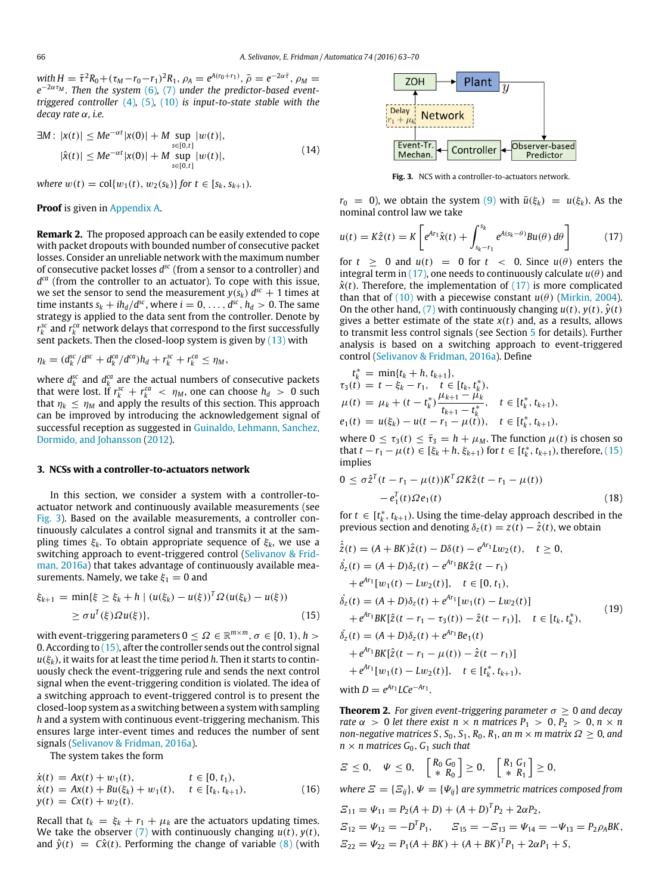with $H = \bar{\tau}^2 R_0 + (\tau_M - r_0 - r_1)^2 R_1$, $\rho_A = e^{A(r_0+r_1)}$, $\bar{\rho} = e^{-2\alpha\bar{\tau}}$, $\rho_M = e^{-2\alpha\tau_M}$. *Then the system* (6), (7) *under the predictor-based event-triggered controller* (4), (5), (10) *is input-to-state stable with the decay rate* $\alpha$, *i.e.*

$$
\begin{aligned}
\exists M:\ & |x(t)| \le Me^{-\alpha t}|x(0)| + M \sup_{s\in[0,t]} |w(t)|, \\
& |\hat{x}(t)| \le Me^{-\alpha t}|x(0)| + M \sup_{s\in[0,t]} |w(t)|,
\end{aligned}
\tag{14}
$$

*where* $w(t) = \mathrm{col}\{w_1(t), w_2(s_k)\}$ *for* $t \in [s_k, s_{k+1})$.

**Proof** is given in Appendix A.

**Remark 2.** The proposed approach can be easily extended to cope with packet dropouts with bounded number of consecutive packet losses. Consider an unreliable network with the maximum number of consecutive packet losses $d^{sc}$ (from a sensor to a controller) and $d^{ca}$ (from the controller to an actuator). To cope with this issue, we set the sensor to send the measurement $y(s_k)$ $d^{sc}+1$ times at time instants $s_k + ih_d/d^{sc}$, where $i = 0, \ldots, d^{sc}$, $h_d > 0$. The same strategy is applied to the data sent from the controller. Denote by $r_k^{sc}$ and $r_k^{ca}$ network delays that correspond to the first successfully sent packets. Then the closed-loop system is given by (13) with

$$
\eta_k = (d_k^{sc}/d^{sc} + d_k^{ca}/d^{ca})h_d + r_k^{sc} + r_k^{ca} \le \eta_M,
$$

where $d_k^{sc}$ and $d_k^{ca}$ are the actual numbers of consecutive packets that were lost. If $r_k^{sc} + r_k^{ca} < \eta_M$, one can choose $h_d > 0$ such that $\eta_k \le \eta_M$ and apply the results of this section. This approach can be improved by introducing the acknowledgement signal of successful reception as suggested in Guinaldo, Lehmann, Sanchez, Dormido, and Johansson (2012).

## 3. NCSs with a controller-to-actuators network

In this section, we consider a system with a controller-to-actuator network and continuously available measurements (see Fig. 3). Based on the available measurements, a controller continuously calculates a control signal and transmits it at the sampling times $\xi_k$. To obtain appropriate sequence of $\xi_k$, we use a switching approach to event-triggered control (Selivanov & Fridman, 2016a) that takes advantage of continuously available measurements. Namely, we take $\xi_1 = 0$ and

$$
\begin{aligned}
\xi_{k+1} = \min\{\xi \ge \xi_k + h \mid\ & (u(\xi_k) - u(\xi))^T \Omega (u(\xi_k) - u(\xi)) \\
& \ge \sigma u^T(\xi)\Omega u(\xi)\},
\end{aligned}
\tag{15}
$$

with event-triggering parameters $0 \le \Omega \in \mathbb{R}^{m\times m}$, $\sigma \in [0, 1)$, $h > 0$. According to (15), after the controller sends out the control signal $u(\xi_k)$, it waits for at least the time period $h$. Then it starts to continuously check the event-triggering rule and sends the next control signal when the event-triggering condition is violated. The idea of a switching approach to event-triggered control is to present the closed-loop system as a switching between a system with sampling $h$ and a system with continuous event-triggering mechanism. This ensures large inter-event times and reduces the number of sent signals (Selivanov & Fridman, 2016a).

The system takes the form

$$
\begin{aligned}
\dot{x}(t) &= Ax(t) + w_1(t), && t \in [0, t_1), \\
\dot{x}(t) &= Ax(t) + Bu(\xi_k) + w_1(t), && t \in [t_k, t_{k+1}), \\
y(t) &= Cx(t) + w_2(t).
\end{aligned}
\tag{16}
$$

Recall that $t_k = \xi_k + r_1 + \mu_k$ are the actuators updating times. We take the observer (7) with continuously changing $u(t)$, $y(t)$, and $\hat{y}(t) = C\hat{x}(t)$. Performing the change of variable (8) (with $r_0 = 0$), we obtain the system (9) with $\bar{u}(\xi_k) = u(\xi_k)$. As the nominal control law we take

Fig. 3. NCS with a controller-to-actuators network.

$$
u(t) = K\hat{z}(t) = K\left[e^{Ar_1}\hat{x}(t) + \int_{s_k - r_1}^{s_k} e^{A(s_k-\theta)}Bu(\theta)\,d\theta\right]
\tag{17}
$$

for $t \ge 0$ and $u(t) = 0$ for $t < 0$. Since $u(\theta)$ enters the integral term in (17), one needs to continuously calculate $u(\theta)$ and $\hat{x}(t)$. Therefore, the implementation of (17) is more complicated than that of (10) with a piecewise constant $u(\theta)$ (Mirkin, 2004). On the other hand, (7) with continuously changing $u(t)$, $y(t)$, $\hat{y}(t)$ gives a better estimate of the state $x(t)$ and, as a results, allows to transmit less control signals (see Section 5 for details). Further analysis is based on a switching approach to event-triggered control (Selivanov & Fridman, 2016a). Define

$$
\begin{aligned}
t_k^* &= \min\{t_k + h, t_{k+1}\}, \\
\tau_3(t) &= t - \xi_k - r_1, \quad t \in [t_k, t_k^*), \\
\mu(t) &= \mu_k + (t - t_k^*)\frac{\mu_{k+1} - \mu_k}{t_{k+1} - t_k^*}, \quad t \in [t_k^*, t_{k+1}), \\
e_1(t) &= u(\xi_k) - u(t - r_1 - \mu(t)), \quad t \in [t_k^*, t_{k+1}),
\end{aligned}
$$

where $0 \le \tau_3(t) \le \bar{\tau}_3 = h + \mu_M$. The function $\mu(t)$ is chosen so that $t - r_1 - \mu(t) \in [\xi_k + h, \xi_{k+1})$ for $t \in [t_k^*, t_{k+1})$, therefore, (15) implies

$$
\begin{aligned}
0 \le\ & \sigma\hat{z}^T(t - r_1 - \mu(t))K^T\Omega K\hat{z}(t - r_1 - \mu(t)) \\
& - e_1^T(t)\Omega e_1(t)
\end{aligned}
\tag{18}
$$

for $t \in [t_k^*, t_{k+1})$. Using the time-delay approach described in the previous section and denoting $\delta_z(t) = z(t) - \hat{z}(t)$, we obtain

$$
\begin{aligned}
\dot{\hat{z}}(t) &= (A + BK)\hat{z}(t) - D\delta(t) - e^{Ar_1}Lw_2(t), \quad t \ge 0, \\
\dot{\delta}_z(t) &= (A + D)\delta_z(t) - e^{Ar_1}BK\hat{z}(t - r_1) \\
&\quad + e^{Ar_1}[w_1(t) - Lw_2(t)], \quad t \in [0, t_1), \\
\dot{\delta}_z(t) &= (A + D)\delta_z(t) + e^{Ar_1}[w_1(t) - Lw_2(t)] \\
&\quad + e^{Ar_1}BK[\hat{z}(t - r_1 - \tau_3(t)) - \hat{z}(t - r_1)], \quad t \in [t_k, t_k^*), \\
\dot{\delta}_z(t) &= (A + D)\delta_z(t) + e^{Ar_1}Be_1(t) \\
&\quad + e^{Ar_1}BK[\hat{z}(t - r_1 - \mu(t)) - \hat{z}(t - r_1)] \\
&\quad + e^{Ar_1}[w_1(t) - Lw_2(t)], \quad t \in [t_k^*, t_{k+1}),
\end{aligned}
\tag{19}
$$

with $D = e^{Ar_1}LCe^{-Ar_1}$.

**Theorem 2.** *For given event-triggering parameter* $\sigma \ge 0$ *and decay rate* $\alpha > 0$ *let there exist* $n \times n$ *matrices* $P_1 > 0$, $P_2 > 0$, $n \times n$ *non-negative matrices* $S$, $S_0$, $S_1$, $R_0$, $R_1$, *an* $m \times m$ *matrix* $\Omega \ge 0$, *and* $n \times n$ *matrices* $G_0$, $G_1$ *such that*

$$
\Xi \le 0, \quad \Psi \le 0, \quad \begin{bmatrix} R_0 & G_0 \\ * & R_0 \end{bmatrix} \ge 0, \quad \begin{bmatrix} R_1 & G_1 \\ * & R_1 \end{bmatrix} \ge 0,
$$

*where* $\Xi = \{\Xi_{ij}\}$, $\Psi = \{\Psi_{ij}\}$ *are symmetric matrices composed from*

$$
\begin{aligned}
&\Xi_{11} = \Psi_{11} = P_2(A + D) + (A + D)^T P_2 + 2\alpha P_2, \\
&\Xi_{12} = \Psi_{12} = -D^T P_1, \qquad \Xi_{15} = -\Xi_{13} = \Psi_{14} = -\Psi_{13} = P_2\rho_A BK, \\
&\Xi_{22} = \Psi_{22} = P_1(A + BK) + (A + BK)^T P_1 + 2\alpha P_1 + S,
\end{aligned}
$$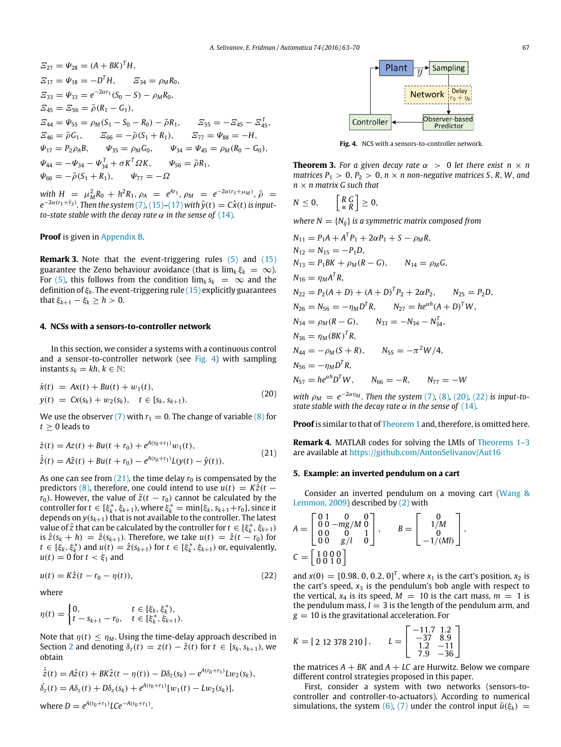$\Xi_{27} = \Psi_{28} = (A + BK)^T H,$

$\Xi_{17} = \Psi_{18} = -D^T H, \qquad \Xi_{34} = \rho_M R_0,$

$\Xi_{33} = \Psi_{33} = e^{-2\alpha r_1}(S_0 - S) - \rho_M R_0,$

$\Xi_{45} = \Xi_{56} = \bar{\rho}(R_1 - G_1),$

$\Xi_{44} = \Psi_{55} = \rho_M(S_1 - S_0 - R_0) - \bar{\rho} R_1, \qquad \Xi_{55} = -\Xi_{45} - \Xi_{45}^T,$

$\Xi_{46} = \bar{\rho} G_1, \qquad \Xi_{66} = -\bar{\rho}(S_1 + R_1), \qquad \Xi_{77} = \Psi_{88} = -H,$

$\Psi_{17} = P_2 \rho_A B, \qquad \Psi_{35} = \rho_M G_0, \qquad \Psi_{34} = \Psi_{45} = \rho_M(R_0 - G_0),$

$\Psi_{44} = -\Psi_{34} - \Psi_{34}^T + \sigma K^T \Omega K, \qquad \Psi_{56} = \bar{\rho} R_1,$

$\Psi_{66} = -\bar{\rho}(S_1 + R_1), \qquad \Psi_{77} = -\Omega$

*with* $H = \mu_M^2 R_0 + h^2 R_1$, $\rho_A = e^{Ar_1}$, $\rho_M = e^{-2\alpha(r_1+\mu_M)}$, $\bar{\rho} = e^{-2\alpha(r_1+\bar{r}_3)}$. *Then the system (7), (15)–(17) with* $\hat{y}(t) = C\hat{x}(t)$ *is input-to-state stable with the decay rate* $\alpha$ *in the sense of (14).*

**Proof** is given in Appendix B.

**Remark 3.** Note that the event-triggering rules (5) and (15) guarantee the Zeno behaviour avoidance (that is $\lim_k \xi_k = \infty$). For (5), this follows from the condition $\lim_k s_k = \infty$ and the definition of $\xi_k$. The event-triggering rule (15) explicitly guarantees that $\xi_{k+1} - \xi_k \geq h > 0$.

## 4. NCSs with a sensors-to-controller network

In this section, we consider a systems with a continuous control and a sensor-to-controller network (see Fig. 4) with sampling instants $s_k = kh$, $k \in \mathbb{N}$:

$$\begin{aligned} \dot{x}(t) &= Ax(t) + Bu(t) + w_1(t), \\ y(t) &= Cx(s_k) + w_2(s_k), \quad t \in [s_k, s_{k+1}). \end{aligned} \tag{20}$$

We use the observer (7) with $r_1 = 0$. The change of variable (8) for $t \geq 0$ leads to

$$\begin{aligned} \dot{z}(t) &= Az(t) + Bu(t + r_0) + e^{A(r_0+r_1)} w_1(t), \\ \dot{\hat{z}}(t) &= A\hat{z}(t) + Bu(t + r_0) - e^{A(r_0+r_1)} L(y(t) - \hat{y}(t)). \end{aligned} \tag{21}$$

As one can see from (21), the time delay $r_0$ is compensated by the predictors (8), therefore, one could intend to use $u(t) = K\hat{z}(t - r_0)$. However, the value of $\hat{z}(t - r_0)$ cannot be calculated by the controller for $t \in [\xi_k^*, \xi_{k+1})$, where $\xi_k^* = \min\{\xi_k, s_{k+1} + r_0\}$, since it depends on $y(s_{k+1})$ that is not available to the controller. The latest value of $\hat{z}$ that can be calculated by the controller for $t \in [\xi_k^*, \xi_{k+1})$ is $\hat{z}(s_k + h) = \hat{z}(s_{k+1})$. Therefore, we take $u(t) = \hat{z}(t - r_0)$ for $t \in [\xi_k, \xi_k^*)$ and $u(t) = \hat{z}(s_{k+1})$ for $t \in [\xi_k^*, \xi_{k+1})$ or, equivalently, $u(t) = 0$ for $t < \xi_1$ and

$$u(t) = K\hat{z}(t - r_0 - \eta(t)), \tag{22}$$

where

$$\eta(t) = \begin{cases} 0, & t \in [\xi_k, \xi_k^*), \\ t - s_{k+1} - r_0, & t \in [\xi_k^*, \xi_{k+1}). \end{cases}$$

Note that $\eta(t) \leq \eta_M$. Using the time-delay approach described in Section 2 and denoting $\delta_z(t) = z(t) - \hat{z}(t)$ for $t \in [s_k, s_{k+1})$, we obtain

$$\begin{aligned} \dot{\hat{z}}(t) &= A\hat{z}(t) + BK\hat{z}(t - \eta(t)) - D\delta_z(s_k) - e^{A(r_0+r_1)} Lw_2(s_k), \\ \dot{\delta}_z(t) &= A\delta_z(t) + D\delta_z(s_k) + e^{A(r_0+r_1)}[w_1(t) - Lw_2(s_k)], \end{aligned}$$

where $D = e^{A(r_0+r_1)} LCe^{-A(r_0+r_1)}$.

Fig. 4. NCS with a sensors-to-controller network.

**Theorem 3.** *For a given decay rate* $\alpha > 0$ *let there exist* $n \times n$ *matrices* $P_1 > 0$, $P_2 > 0$, $n \times n$ *non-negative matrices* $S$, $R$, $W$, *and* $n \times n$ *matrix* $G$ *such that*

$$N \leq 0, \qquad \begin{bmatrix} R & G \\ * & R \end{bmatrix} \geq 0,$$

*where* $N = \{N_{ij}\}$ *is a symmetric matrix composed from*

$N_{11} = P_1 A + A^T P_1 + 2\alpha P_1 + S - \rho_M R,$

$N_{12} = N_{15} = -P_1 D,$

$N_{13} = P_1 BK + \rho_M(R - G), \qquad N_{14} = \rho_M G,$

$N_{16} = \eta_M A^T R,$

$N_{22} = P_2(A + D) + (A + D)^T P_2 + 2\alpha P_2, \qquad N_{25} = P_2 D,$

$N_{26} = N_{56} = -\eta_M D^T R, \qquad N_{27} = he^{\alpha h}(A + D)^T W,$

$N_{34} = \rho_M(R - G), \qquad N_{33} = -N_{34} - N_{34}^T,$

$N_{36} = \eta_M (BK)^T R,$

$N_{44} = -\rho_M(S + R), \qquad N_{55} = -\pi^2 W/4,$

$N_{56} = -\eta_M D^T R,$

$N_{57} = he^{\alpha h} D^T W, \qquad N_{66} = -R, \qquad N_{77} = -W$

*with* $\rho_M = e^{-2\alpha\eta_M}$. *Then the system (7), (8), (20), (22) is input-to-state stable with the decay rate* $\alpha$ *in the sense of (14).*

**Proof** is similar to that of Theorem 1 and, therefore, is omitted here.

**Remark 4.** MATLAB codes for solving the LMIs of Theorems 1–3 are available at https://github.com/AntonSelivanov/Aut16

## 5. Example: an inverted pendulum on a cart

Consider an inverted pendulum on a moving cart (Wang & Lemmon, 2009) described by (2) with

$$A = \begin{bmatrix} 0 & 1 & 0 & 0 \\ 0 & 0 & -mg/M & 0 \\ 0 & 0 & 0 & 1 \\ 0 & 0 & g/l & 0 \end{bmatrix}, \qquad B = \begin{bmatrix} 0 \\ 1/M \\ 0 \\ -1/(Ml) \end{bmatrix},$$

$$C = \begin{bmatrix} 1 & 0 & 0 & 0 \\ 0 & 0 & 1 & 0 \end{bmatrix}$$

and $x(0) = [0.98, 0, 0.2, 0]^T$, where $x_1$ is the cart's position, $x_2$ is the cart's speed, $x_3$ is the pendulum's bob angle with respect to the vertical, $x_4$ is its speed, $M = 10$ is the cart mass, $m = 1$ is the pendulum mass, $l = 3$ is the length of the pendulum arm, and $g = 10$ is the gravitational acceleration. For

$$K = [\, 2 \; 12 \; 378 \; 210 \,], \qquad L = \begin{bmatrix} -11.7 & 1.2 \\ -37 & 8.9 \\ 1.2 & -11 \\ 7.9 & -36 \end{bmatrix}$$

the matrices $A + BK$ and $A + LC$ are Hurwitz. Below we compare different control strategies proposed in this paper.

First, consider a system with two networks (sensors-to-controller and controller-to-actuators). According to numerical simulations, the system (6), (7) under the control input $\bar{u}(\xi_k) =$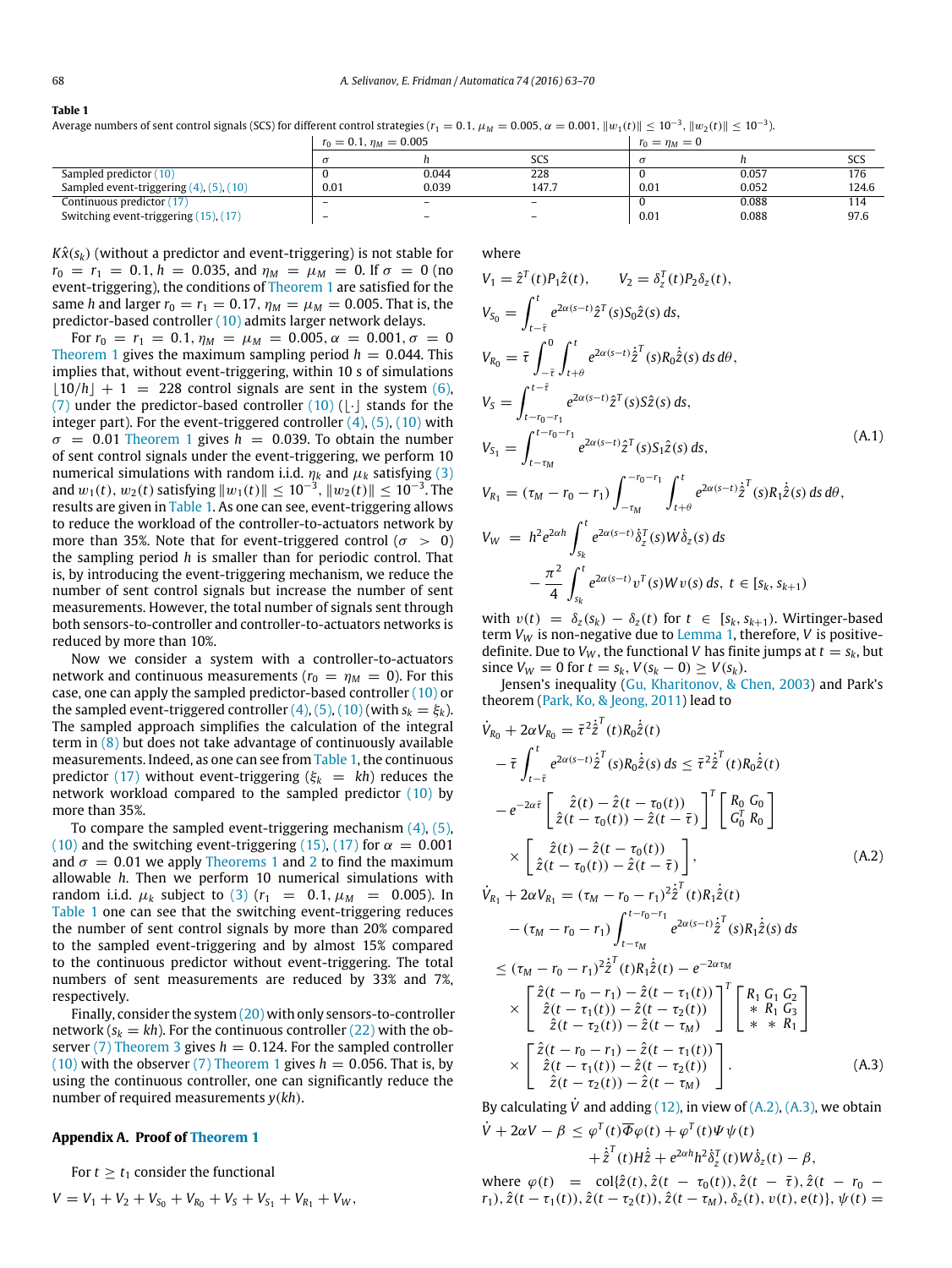**Table 1**
Average numbers of sent control signals (SCS) for different control strategies ($r_1 = 0.1$, $\mu_M = 0.005$, $\alpha = 0.001$, $\|w_1(t)\| \le 10^{-3}$, $\|w_2(t)\| \le 10^{-3}$).

| | $r_0 = 0.1$, $\eta_M = 0.005$ | | | $r_0 = \eta_M = 0$ | | |
|---|---|---|---|---|---|---|
| | $\sigma$ | $h$ | SCS | $\sigma$ | $h$ | SCS |
| Sampled predictor (10) | 0 | 0.044 | 228 | 0 | 0.057 | 176 |
| Sampled event-triggering (4), (5), (10) | 0.01 | 0.039 | 147.7 | 0.01 | 0.052 | 124.6 |
| Continuous predictor (17) | – | – | – | 0 | 0.088 | 114 |
| Switching event-triggering (15), (17) | – | – | – | 0.01 | 0.088 | 97.6 |

$K\hat{x}(s_k)$ (without a predictor and event-triggering) is not stable for $r_0 = r_1 = 0.1$, $h = 0.035$, and $\eta_M = \mu_M = 0$. If $\sigma = 0$ (no event-triggering), the conditions of Theorem 1 are satisfied for the same $h$ and larger $r_0 = r_1 = 0.17$, $\eta_M = \mu_M = 0.005$. That is, the predictor-based controller (10) admits larger network delays.

For $r_0 = r_1 = 0.1$, $\eta_M = \mu_M = 0.005$, $\alpha = 0.001$, $\sigma = 0$ Theorem 1 gives the maximum sampling period $h = 0.044$. This implies that, without event-triggering, within 10 s of simulations $\lfloor 10/h \rfloor + 1 = 228$ control signals are sent in the system (6), (7) under the predictor-based controller (10) ($\lfloor \cdot \rfloor$ stands for the integer part). For the event-triggered controller (4), (5), (10) with $\sigma = 0.01$ Theorem 1 gives $h = 0.039$. To obtain the number of sent control signals under the event-triggering, we perform 10 numerical simulations with random i.i.d. $\eta_k$ and $\mu_k$ satisfying (3) and $w_1(t)$, $w_2(t)$ satisfying $\|w_1(t)\| \le 10^{-3}$, $\|w_2(t)\| \le 10^{-3}$. The results are given in Table 1. As one can see, event-triggering allows to reduce the workload of the controller-to-actuators network by more than 35%. Note that for event-triggered control ($\sigma > 0$) the sampling period $h$ is smaller than for periodic control. That is, by introducing the event-triggering mechanism, we reduce the number of sent control signals but increase the number of sent measurements. However, the total number of signals sent through both sensors-to-controller and controller-to-actuators networks is reduced by more than 10%.

Now we consider a system with a controller-to-actuators network and continuous measurements ($r_0 = \eta_M = 0$). For this case, one can apply the sampled predictor-based controller (10) or the sampled event-triggered controller (4), (5), (10) (with $s_k = \xi_k$). The sampled approach simplifies the calculation of the integral term in (8) but does not take advantage of continuously available measurements. Indeed, as one can see from Table 1, the continuous predictor (17) without event-triggering ($\xi_k = kh$) reduces the network workload compared to the sampled predictor (10) by more than 35%.

To compare the sampled event-triggering mechanism (4), (5), (10) and the switching event-triggering (15), (17) for $\alpha = 0.001$ and $\sigma = 0.01$ we apply Theorems 1 and 2 to find the maximum allowable $h$. Then we perform 10 numerical simulations with random i.i.d. $\mu_k$ subject to (3) ($r_1 = 0.1, \mu_M = 0.005$). In Table 1 one can see that the switching event-triggering reduces the number of sent control signals by more than 20% compared to the sampled event-triggering and by almost 15% compared to the continuous predictor without event-triggering. The total numbers of sent measurements are reduced by 33% and 7%, respectively.

Finally, consider the system (20) with only sensors-to-controller network ($s_k = kh$). For the continuous controller (22) with the observer (7) Theorem 3 gives $h = 0.124$. For the sampled controller (10) with the observer (7) Theorem 1 gives $h = 0.056$. That is, by using the continuous controller, one can significantly reduce the number of required measurements $y(kh)$.

## Appendix A. Proof of Theorem 1

For $t \ge t_1$ consider the functional

$$V = V_1 + V_2 + V_{S_0} + V_{R_0} + V_S + V_{S_1} + V_{R_1} + V_W,$$

where

$$
\begin{aligned}
V_1 &= \hat{z}^T(t)P_1\hat{z}(t), \qquad V_2 = \delta_z^T(t)P_2\delta_z(t),\\
V_{S_0} &= \int_{t-\bar{\tau}}^{t} e^{2\alpha(s-t)}\hat{z}^T(s)S_0\hat{z}(s)\,ds,\\
V_{R_0} &= \bar{\tau}\int_{-\bar{\tau}}^{0}\int_{t+\theta}^{t} e^{2\alpha(s-t)}\dot{\hat{z}}^T(s)R_0\dot{\hat{z}}(s)\,ds\,d\theta,\\
V_S &= \int_{t-r_0-r_1}^{t-\bar{\tau}} e^{2\alpha(s-t)}\hat{z}^T(s)S\hat{z}(s)\,ds,\\
V_{S_1} &= \int_{t-\tau_M}^{t-r_0-r_1} e^{2\alpha(s-t)}\hat{z}^T(s)S_1\hat{z}(s)\,ds,\\
V_{R_1} &= (\tau_M - r_0 - r_1)\int_{-\tau_M}^{-r_0-r_1}\int_{t+\theta}^{t} e^{2\alpha(s-t)}\dot{\hat{z}}^T(s)R_1\dot{\hat{z}}(s)\,ds\,d\theta,\\
V_W &= h^2e^{2\alpha h}\int_{s_k}^{t} e^{2\alpha(s-t)}\dot{\delta}_z^T(s)W\dot{\delta}_z(s)\,ds\\
&\quad - \frac{\pi^2}{4}\int_{s_k}^{t} e^{2\alpha(s-t)}v^T(s)Wv(s)\,ds, \ t \in [s_k, s_{k+1})
\end{aligned}
\tag{A.1}
$$

with $v(t) = \delta_z(s_k) - \delta_z(t)$ for $t \in [s_k, s_{k+1})$. Wirtinger-based term $V_W$ is non-negative due to Lemma 1, therefore, $V$ is positive-definite. Due to $V_W$, the functional $V$ has finite jumps at $t = s_k$, but since $V_W = 0$ for $t = s_k$, $V(s_k - 0) \ge V(s_k)$.

Jensen's inequality (Gu, Kharitonov, & Chen, 2003) and Park's theorem (Park, Ko, & Jeong, 2011) lead to

$$
\begin{aligned}
\dot{V}_{R_0} + 2\alpha V_{R_0} &= \bar{\tau}^2\dot{\hat{z}}^T(t)R_0\dot{\hat{z}}(t)\\
&\quad - \bar{\tau}\int_{t-\bar{\tau}}^{t} e^{2\alpha(s-t)}\dot{\hat{z}}^T(s)R_0\dot{\hat{z}}(s)\,ds \le \bar{\tau}^2\dot{\hat{z}}^T(t)R_0\dot{\hat{z}}(t)\\
&\quad - e^{-2\alpha\bar{\tau}}\begin{bmatrix}\hat{z}(t) - \hat{z}(t-\tau_0(t))\\ \hat{z}(t-\tau_0(t)) - \hat{z}(t-\bar{\tau})\end{bmatrix}^T\begin{bmatrix}R_0 & G_0\\ G_0^T & R_0\end{bmatrix}\\
&\quad \times \begin{bmatrix}\hat{z}(t) - \hat{z}(t-\tau_0(t))\\ \hat{z}(t-\tau_0(t)) - \hat{z}(t-\bar{\tau})\end{bmatrix},
\end{aligned}
\tag{A.2}
$$

$$
\begin{aligned}
\dot{V}_{R_1} + 2\alpha V_{R_1} &= (\tau_M - r_0 - r_1)^2\dot{\hat{z}}^T(t)R_1\dot{\hat{z}}(t)\\
&\quad - (\tau_M - r_0 - r_1)\int_{t-\tau_M}^{t-r_0-r_1} e^{2\alpha(s-t)}\dot{\hat{z}}^T(s)R_1\dot{\hat{z}}(s)\,ds\\
&\le (\tau_M - r_0 - r_1)^2\dot{\hat{z}}^T(t)R_1\dot{\hat{z}}(t) - e^{-2\alpha\tau_M}\\
&\quad \times \begin{bmatrix}\hat{z}(t-r_0-r_1) - \hat{z}(t-\tau_1(t))\\ \hat{z}(t-\tau_1(t)) - \hat{z}(t-\tau_2(t))\\ \hat{z}(t-\tau_2(t)) - \hat{z}(t-\tau_M)\end{bmatrix}^T\begin{bmatrix}R_1 & G_1 & G_2\\ * & R_1 & G_3\\ * & * & R_1\end{bmatrix}\\
&\quad \times \begin{bmatrix}\hat{z}(t-r_0-r_1) - \hat{z}(t-\tau_1(t))\\ \hat{z}(t-\tau_1(t)) - \hat{z}(t-\tau_2(t))\\ \hat{z}(t-\tau_2(t)) - \hat{z}(t-\tau_M)\end{bmatrix}.
\end{aligned}
\tag{A.3}
$$

By calculating $\dot{V}$ and adding (12), in view of (A.2), (A.3), we obtain

$$
\begin{aligned}
\dot{V} + 2\alpha V - \beta &\le \varphi^T(t)\overline{\Phi}\varphi(t) + \varphi^T(t)\Psi\psi(t)\\
&\quad + \dot{\hat{z}}^T(t)H\dot{\hat{z}} + e^{2\alpha h}h^2\dot{\delta}_z^T(t)W\dot{\delta}_z(t) - \beta,
\end{aligned}
$$

where $\varphi(t) = \text{col}\{\hat{z}(t), \hat{z}(t-\tau_0(t)), \hat{z}(t-\bar{\tau}), \hat{z}(t - r_0 - r_1), \hat{z}(t-\tau_1(t)), \hat{z}(t-\tau_2(t)), \hat{z}(t-\tau_M), \delta_z(t), v(t), e(t)\}$, $\psi(t) =$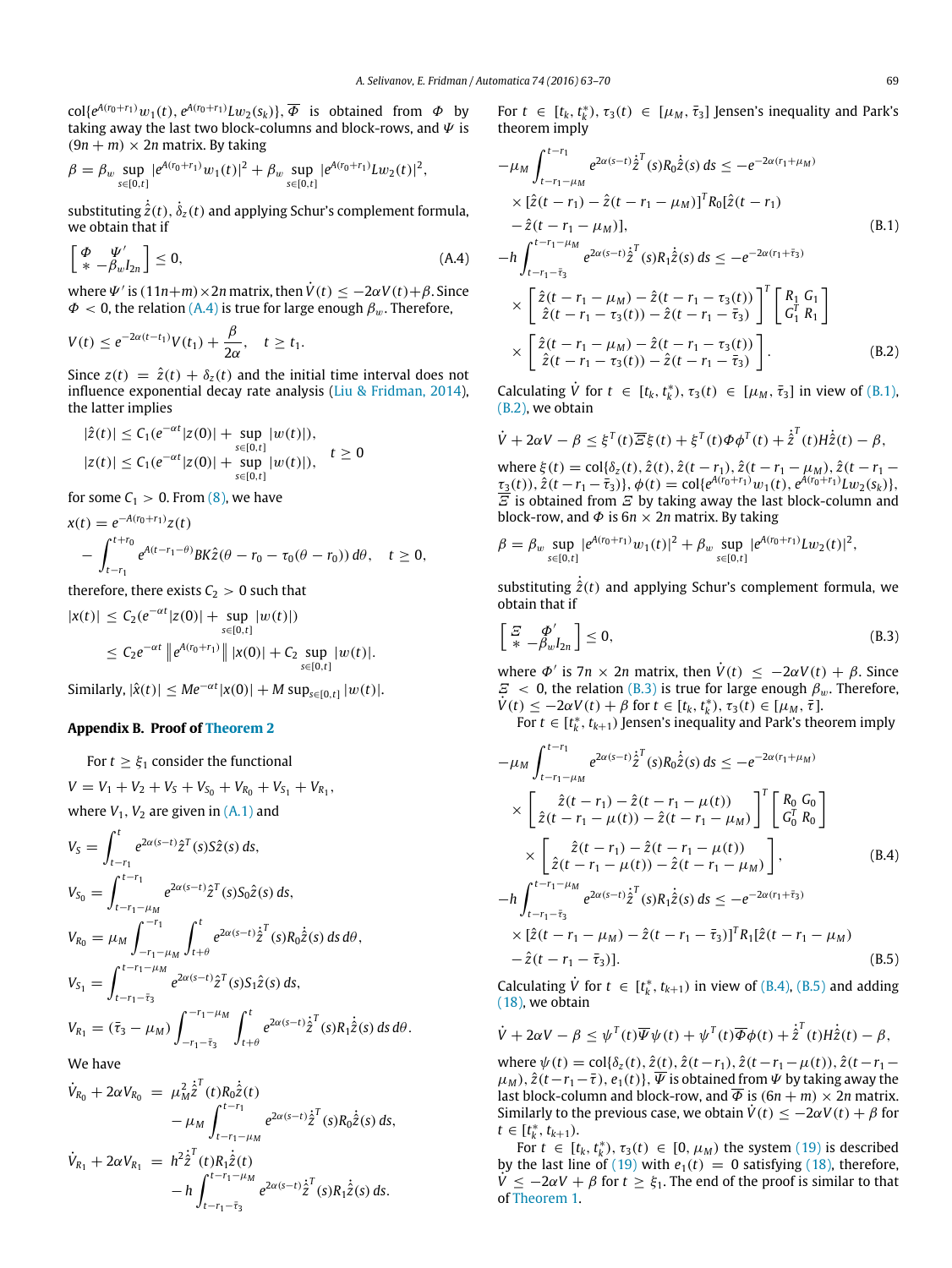$\text{col}\{e^{A(r_0+r_1)}w_1(t), e^{A(r_0+r_1)}Lw_2(s_k)\}$, $\overline{\Phi}$ is obtained from $\Phi$ by taking away the last two block-columns and block-rows, and $\Psi$ is $(9n+m)\times 2n$ matrix. By taking

$$\beta = \beta_w \sup_{s\in[0,t]} |e^{A(r_0+r_1)}w_1(t)|^2 + \beta_w \sup_{s\in[0,t]} |e^{A(r_0+r_1)}Lw_2(t)|^2,$$

substituting $\dot{\hat{z}}(t)$, $\dot{\delta}_z(t)$ and applying Schur's complement formula, we obtain that if

$$\begin{bmatrix} \Phi & \Psi' \\ * & -\beta_w I_{2n} \end{bmatrix} \le 0, \tag{A.4}$$

where $\Psi'$ is $(11n+m)\times 2n$ matrix, then $\dot V(t) \le -2\alpha V(t) + \beta$. Since $\Phi < 0$, the relation (A.4) is true for large enough $\beta_w$. Therefore,

$$V(t) \le e^{-2\alpha(t-t_1)}V(t_1) + \frac{\beta}{2\alpha}, \quad t \ge t_1.$$

Since $z(t) = \hat z(t) + \delta_z(t)$ and the initial time interval does not influence exponential decay rate analysis (Liu & Fridman, 2014), the latter implies

$$\begin{aligned} |\hat z(t)| &\le C_1(e^{-\alpha t}|z(0)| + \sup_{s\in[0,t]}|w(t)|), \\ |z(t)| &\le C_1(e^{-\alpha t}|z(0)| + \sup_{s\in[0,t]}|w(t)|), \end{aligned} \quad t \ge 0$$

for some $C_1 > 0$. From (8), we have

$$x(t) = e^{-A(r_0+r_1)}z(t) - \int_{t-r_1}^{t+r_0} e^{A(t-r_1-\theta)}BK\hat z(\theta - r_0 - \tau_0(\theta - r_0))\, d\theta, \quad t \ge 0,$$

therefore, there exists $C_2 > 0$ such that

$$\begin{aligned} |x(t)| &\le C_2(e^{-\alpha t}|z(0)| + \sup_{s\in[0,t]}|w(t)|) \\ &\le C_2 e^{-\alpha t}\left\| e^{A(r_0+r_1)}\right\| |x(0)| + C_2 \sup_{s\in[0,t]}|w(t)|. \end{aligned}$$

Similarly, $|\hat x(t)| \le Me^{-\alpha t}|x(0)| + M\sup_{s\in[0,t]}|w(t)|$.

## Appendix B. Proof of Theorem 2

For $t \ge \xi_1$ consider the functional

$$V = V_1 + V_2 + V_S + V_{S_0} + V_{R_0} + V_{S_1} + V_{R_1},$$

where $V_1$, $V_2$ are given in (A.1) and

$$V_S = \int_{t-r_1}^{t} e^{2\alpha(s-t)}\hat z^T(s)S\hat z(s)\, ds,$$

$$V_{S_0} = \int_{t-r_1-\mu_M}^{t-r_1} e^{2\alpha(s-t)}\hat z^T(s)S_0\hat z(s)\, ds,$$

$$V_{R_0} = \mu_M \int_{-r_1-\mu_M}^{-r_1}\int_{t+\theta}^{t} e^{2\alpha(s-t)}\dot{\hat z}^T(s)R_0\dot{\hat z}(s)\, ds\, d\theta,$$

$$V_{S_1} = \int_{t-r_1-\bar\tau_3}^{t-r_1-\mu_M} e^{2\alpha(s-t)}\hat z^T(s)S_1\hat z(s)\, ds,$$

$$V_{R_1} = (\bar\tau_3 - \mu_M)\int_{-r_1-\bar\tau_3}^{-r_1-\mu_M}\int_{t+\theta}^{t} e^{2\alpha(s-t)}\dot{\hat z}^T(s)R_1\dot{\hat z}(s)\, ds\, d\theta.$$

We have

$$\begin{aligned} \dot V_{R_0} + 2\alpha V_{R_0} &= \mu_M^2 \dot{\hat z}^T(t)R_0\dot{\hat z}(t) - \mu_M\int_{t-r_1-\mu_M}^{t-r_1} e^{2\alpha(s-t)}\dot{\hat z}^T(s)R_0\dot{\hat z}(s)\, ds, \\ \dot V_{R_1} + 2\alpha V_{R_1} &= h^2\dot{\hat z}^T(t)R_1\dot{\hat z}(t) - h\int_{t-r_1-\bar\tau_3}^{t-r_1-\mu_M} e^{2\alpha(s-t)}\dot{\hat z}^T(s)R_1\dot{\hat z}(s)\, ds. \end{aligned}$$

For $t\in[t_k, t_k^*)$, $\tau_3(t)\in[\mu_M, \bar\tau_3]$ Jensen's inequality and Park's theorem imply

$$\begin{aligned} -\mu_M\int_{t-r_1-\mu_M}^{t-r_1} & e^{2\alpha(s-t)}\dot{\hat z}^T(s)R_0\dot{\hat z}(s)\, ds \le -e^{-2\alpha(r_1+\mu_M)} \\ &\times [\hat z(t-r_1) - \hat z(t-r_1-\mu_M)]^T R_0[\hat z(t-r_1) \\ &- \hat z(t-r_1-\mu_M)], \end{aligned} \tag{B.1}$$

$$\begin{aligned} -h\int_{t-r_1-\bar\tau_3}^{t-r_1-\mu_M} & e^{2\alpha(s-t)}\dot{\hat z}^T(s)R_1\dot{\hat z}(s)\, ds \le -e^{-2\alpha(r_1+\bar\tau_3)} \\ &\times \begin{bmatrix} \hat z(t-r_1-\mu_M) - \hat z(t-r_1-\tau_3(t)) \\ \hat z(t-r_1-\tau_3(t)) - \hat z(t-r_1-\bar\tau_3) \end{bmatrix}^T \begin{bmatrix} R_1 & G_1 \\ G_1^T & R_1 \end{bmatrix} \\ &\times \begin{bmatrix} \hat z(t-r_1-\mu_M) - \hat z(t-r_1-\tau_3(t)) \\ \hat z(t-r_1-\tau_3(t)) - \hat z(t-r_1-\bar\tau_3) \end{bmatrix}. \end{aligned} \tag{B.2}$$

Calculating $\dot V$ for $t\in[t_k,t_k^*)$, $\tau_3(t)\in[\mu_M,\bar\tau_3]$ in view of (B.1), (B.2), we obtain

$$\dot V + 2\alpha V - \beta \le \xi^T(t)\overline{\Xi}\xi(t) + \xi^T(t)\Phi\phi^T(t) + \dot{\hat z}^T(t)H\dot{\hat z}(t) - \beta,$$

where $\xi(t) = \text{col}\{\delta_z(t), \hat z(t), \hat z(t-r_1), \hat z(t-r_1-\mu_M), \hat z(t-r_1-\tau_3(t)), \hat z(t-r_1-\bar\tau_3)\}$, $\phi(t) = \text{col}\{e^{A(r_0+r_1)}w_1(t), e^{A(r_0+r_1)}Lw_2(s_k)\}$, $\overline{\Xi}$ is obtained from $\Xi$ by taking away the last block-column and block-row, and $\Phi$ is $6n\times 2n$ matrix. By taking

$$\beta = \beta_w \sup_{s\in[0,t]} |e^{A(r_0+r_1)}w_1(t)|^2 + \beta_w \sup_{s\in[0,t]} |e^{A(r_0+r_1)}Lw_2(t)|^2,$$

substituting $\dot{\hat z}(t)$ and applying Schur's complement formula, we obtain that if

$$\begin{bmatrix} \Xi & \Phi' \\ * & -\beta_w I_{2n} \end{bmatrix} \le 0, \tag{B.3}$$

where $\Phi'$ is $7n\times 2n$ matrix, then $\dot V(t) \le -2\alpha V(t) + \beta$. Since $\Xi < 0$, the relation (B.3) is true for large enough $\beta_w$. Therefore, $\dot V(t) \le -2\alpha V(t) + \beta$ for $t\in[t_k,t_k^*)$, $\tau_3(t)\in[\mu_M,\bar\tau]$.

For $t\in[t_k^*, t_{k+1})$ Jensen's inequality and Park's theorem imply

$$\begin{aligned} -\mu_M\int_{t-r_1-\mu_M}^{t-r_1} & e^{2\alpha(s-t)}\dot{\hat z}^T(s)R_0\dot{\hat z}(s)\, ds \le -e^{-2\alpha(r_1+\mu_M)} \\ &\times \begin{bmatrix} \hat z(t-r_1) - \hat z(t-r_1-\mu(t)) \\ \hat z(t-r_1-\mu(t)) - \hat z(t-r_1-\mu_M) \end{bmatrix}^T \begin{bmatrix} R_0 & G_0 \\ G_0^T & R_0 \end{bmatrix} \\ &\times \begin{bmatrix} \hat z(t-r_1) - \hat z(t-r_1-\mu(t)) \\ \hat z(t-r_1-\mu(t)) - \hat z(t-r_1-\mu_M) \end{bmatrix}, \end{aligned} \tag{B.4}$$

$$\begin{aligned} -h\int_{t-r_1-\bar\tau_3}^{t-r_1-\mu_M} & e^{2\alpha(s-t)}\dot{\hat z}^T(s)R_1\dot{\hat z}(s)\, ds \le -e^{-2\alpha(r_1+\bar\tau_3)} \\ &\times [\hat z(t-r_1-\mu_M) - \hat z(t-r_1-\bar\tau_3)]^T R_1[\hat z(t-r_1-\mu_M) \\ &- \hat z(t-r_1-\bar\tau_3)]. \end{aligned} \tag{B.5}$$

Calculating $\dot V$ for $t\in[t_k^*, t_{k+1})$ in view of (B.4), (B.5) and adding (18), we obtain

$$\dot V + 2\alpha V - \beta \le \psi^T(t)\overline{\Psi}\psi(t) + \psi^T(t)\overline{\Phi}\phi(t) + \dot{\hat z}^T(t)H\dot{\hat z}(t) - \beta,$$

where $\psi(t) = \text{col}\{\delta_z(t), \hat z(t), \hat z(t-r_1), \hat z(t-r_1-\mu(t)), \hat z(t-r_1-\mu_M), \hat z(t-r_1-\bar\tau), e_1(t)\}$, $\overline{\Psi}$ is obtained from $\Psi$ by taking away the last block-column and block-row, and $\overline{\Phi}$ is $(6n+m)\times 2n$ matrix. Similarly to the previous case, we obtain $\dot V(t) \le -2\alpha V(t) + \beta$ for $t\in[t_k^*, t_{k+1})$.

For $t\in[t_k, t_k^*)$, $\tau_3(t)\in[0,\mu_M)$ the system (19) is described by the last line of (19) with $e_1(t) = 0$ satisfying (18), therefore, $\dot V \le -2\alpha V + \beta$ for $t\ge \xi_1$. The end of the proof is similar to that of Theorem 1.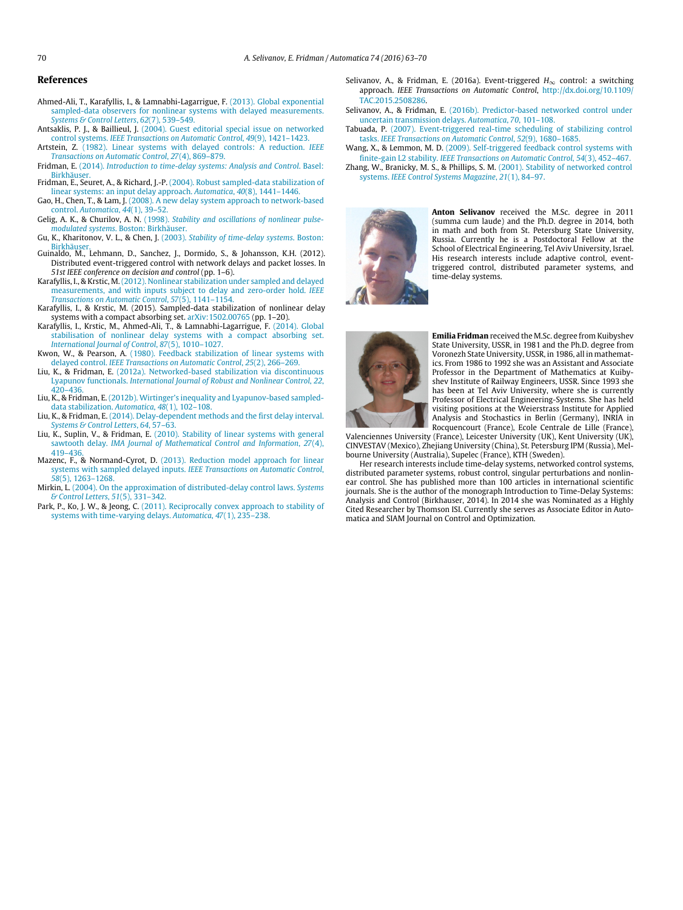## References

Ahmed-Ali, T., Karafyllis, I., & Lamnabhi-Lagarrigue, F. (2013). Global exponential sampled-data observers for nonlinear systems with delayed measurements. *Systems & Control Letters*, *62*(7), 539–549.

Antsaklis, P. J., & Baillieul, J. (2004). Guest editorial special issue on networked control systems. *IEEE Transactions on Automatic Control*, *49*(9), 1421–1423.

Artstein, Z. (1982). Linear systems with delayed controls: A reduction. *IEEE Transactions on Automatic Control*, *27*(4), 869–879.

Fridman, E. (2014). *Introduction to time-delay systems: Analysis and Control*. Basel: Birkhäuser.

Fridman, E., Seuret, A., & Richard, J.-P. (2004). Robust sampled-data stabilization of linear systems: an input delay approach. *Automatica*, *40*(8), 1441–1446.

Gao, H., Chen, T., & Lam, J. (2008). A new delay system approach to network-based control. *Automatica*, *44*(1), 39–52.

Gelig, A. K., & Churilov, A. N. (1998). *Stability and oscillations of nonlinear pulse-modulated systems*. Boston: Birkhäuser.

Gu, K., Kharitonov, V. L., & Chen, J. (2003). *Stability of time-delay systems*. Boston: Birkhäuser.

Guinaldo, M., Lehmann, D., Sanchez, J., Dormido, S., & Johansson, K.H. (2012). Distributed event-triggered control with network delays and packet losses. In *51st IEEE conference on decision and control* (pp. 1–6).

Karafyllis, I., & Krstic, M. (2012). Nonlinear stabilization under sampled and delayed measurements, and with inputs subject to delay and zero-order hold. *IEEE Transactions on Automatic Control*, *57*(5), 1141–1154.

Karafyllis, I., & Krstic, M. (2015). Sampled-data stabilization of nonlinear delay systems with a compact absorbing set. arXiv:1502.00765 (pp. 1–20).

Karafyllis, I., Krstic, M., Ahmed-Ali, T., & Lamnabhi-Lagarrigue, F. (2014). Global stabilisation of nonlinear delay systems with a compact absorbing set. *International Journal of Control*, *87*(5), 1010–1027.

Kwon, W., & Pearson, A. (1980). Feedback stabilization of linear systems with delayed control. *IEEE Transactions on Automatic Control*, *25*(2), 266–269.

Liu, K., & Fridman, E. (2012a). Networked-based stabilization via discontinuous Lyapunov functionals. *International Journal of Robust and Nonlinear Control*, *22*, 420–436.

Liu, K., & Fridman, E. (2012b). Wirtinger's inequality and Lyapunov-based sampled-data stabilization. *Automatica*, *48*(1), 102–108.

Liu, K., & Fridman, E. (2014). Delay-dependent methods and the first delay interval. *Systems & Control Letters*, *64*, 57–63.

Liu, K., Suplin, V., & Fridman, E. (2010). Stability of linear systems with general sawtooth delay. *IMA Journal of Mathematical Control and Information*, *27*(4), 419–436.

Mazenc, F., & Normand-Cyrot, D. (2013). Reduction model approach for linear systems with sampled delayed inputs. *IEEE Transactions on Automatic Control*, *58*(5), 1263–1268.

Mirkin, L. (2004). On the approximation of distributed-delay control laws. *Systems & Control Letters*, *51*(5), 331–342.

Park, P., Ko, J. W., & Jeong, C. (2011). Reciprocally convex approach to stability of systems with time-varying delays. *Automatica*, *47*(1), 235–238.

Selivanov, A., & Fridman, E. (2016a). Event-triggered $H_\infty$ control: a switching approach. *IEEE Transactions on Automatic Control*, http://dx.doi.org/10.1109/TAC.2015.2508286.

Selivanov, A., & Fridman, E. (2016b). Predictor-based networked control under uncertain transmission delays. *Automatica*, *70*, 101–108.

Tabuada, P. (2007). Event-triggered real-time scheduling of stabilizing control tasks. *IEEE Transactions on Automatic Control*, *52*(9), 1680–1685.

Wang, X., & Lemmon, M. D. (2009). Self-triggered feedback control systems with finite-gain L2 stability. *IEEE Transactions on Automatic Control*, *54*(3), 452–467.

Zhang, W., Branicky, M. S., & Phillips, S. M. (2001). Stability of networked control systems. *IEEE Control Systems Magazine*, *21*(1), 84–97.

**Anton Selivanov** received the M.Sc. degree in 2011 (summa cum laude) and the Ph.D. degree in 2014, both in math and both from St. Petersburg State University, Russia. Currently he is a Postdoctoral Fellow at the School of Electrical Engineering, Tel Aviv University, Israel. His research interests include adaptive control, event-triggered control, distributed parameter systems, and time-delay systems.

**Emilia Fridman** received the M.Sc. degree from Kuibyshev State University, USSR, in 1981 and the Ph.D. degree from Voronezh State University, USSR, in 1986, all in mathematics. From 1986 to 1992 she was an Assistant and Associate Professor in the Department of Mathematics at Kuibyshev Institute of Railway Engineers, USSR. Since 1993 she has been at Tel Aviv University, where she is currently Professor of Electrical Engineering-Systems. She has held visiting positions at the Weierstrass Institute for Applied Analysis and Stochastics in Berlin (Germany), INRIA in Rocquencourt (France), Ecole Centrale de Lille (France), Valenciennes University (France), Leicester University (UK), Kent University (UK), CINVESTAV (Mexico), Zhejiang University (China), St. Petersburg IPM (Russia), Melbourne University (Australia), Supelec (France), KTH (Sweden).

Her research interests include time-delay systems, networked control systems, distributed parameter systems, robust control, singular perturbations and nonlinear control. She has published more than 100 articles in international scientific journals. She is the author of the monograph Introduction to Time-Delay Systems: Analysis and Control (Birkhauser, 2014). In 2014 she was Nominated as a Highly Cited Researcher by Thomson ISI. Currently she serves as Associate Editor in Automatica and SIAM Journal on Control and Optimization.